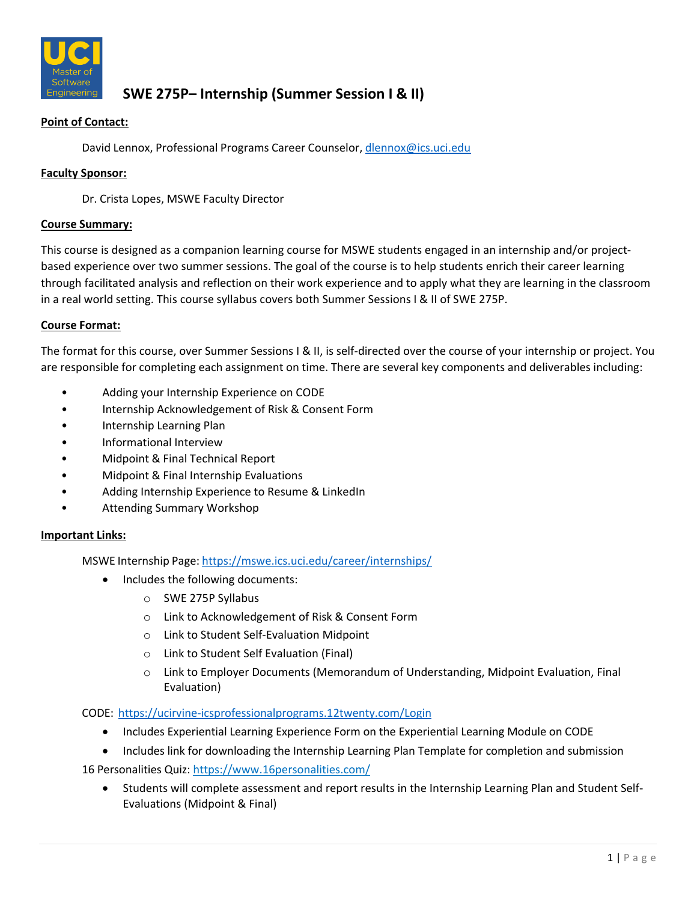# SWE 275P– Internship (Summer Session I & II)

**Point of Contact:**

David Lennox, Professional Programs Career Counselor, dlennox@ics.uci.edu

**Faculty Sponsor:**

Dr. Crista Lopes, MSWE Faculty Director

**Course Summary:**

This course is designed as a companion learning course for MSWE students engaged in an internship and/or project-based experience over two summer sessions. The goal of the course is to help students enrich their career learning through facilitated analysis and reflection on their work experience and to apply what they are learning in the classroom in a real world setting. This course syllabus covers both Summer Sessions I & II of SWE 275P.

**Course Format:**

The format for this course, over Summer Sessions I & II, is self-directed over the course of your internship or project. You are responsible for completing each assignment on time. There are several key components and deliverables including:

- Adding your Internship Experience on CODE
- Internship Acknowledgement of Risk & Consent Form
- Internship Learning Plan
- Informational Interview
- Midpoint & Final Technical Report
- Midpoint & Final Internship Evaluations
- Adding Internship Experience to Resume & LinkedIn
- Attending Summary Workshop

**Important Links:**

MSWE Internship Page: https://mswe.ics.uci.edu/career/internships/

- Includes the following documents:
  - SWE 275P Syllabus
  - Link to Acknowledgement of Risk & Consent Form
  - Link to Student Self-Evaluation Midpoint
  - Link to Student Self Evaluation (Final)
  - Link to Employer Documents (Memorandum of Understanding, Midpoint Evaluation, Final Evaluation)

CODE: https://ucirvine-icsprofessionalprograms.12twenty.com/Login

- Includes Experiential Learning Experience Form on the Experiential Learning Module on CODE
- Includes link for downloading the Internship Learning Plan Template for completion and submission

16 Personalities Quiz: https://www.16personalities.com/

- Students will complete assessment and report results in the Internship Learning Plan and Student Self-Evaluations (Midpoint & Final)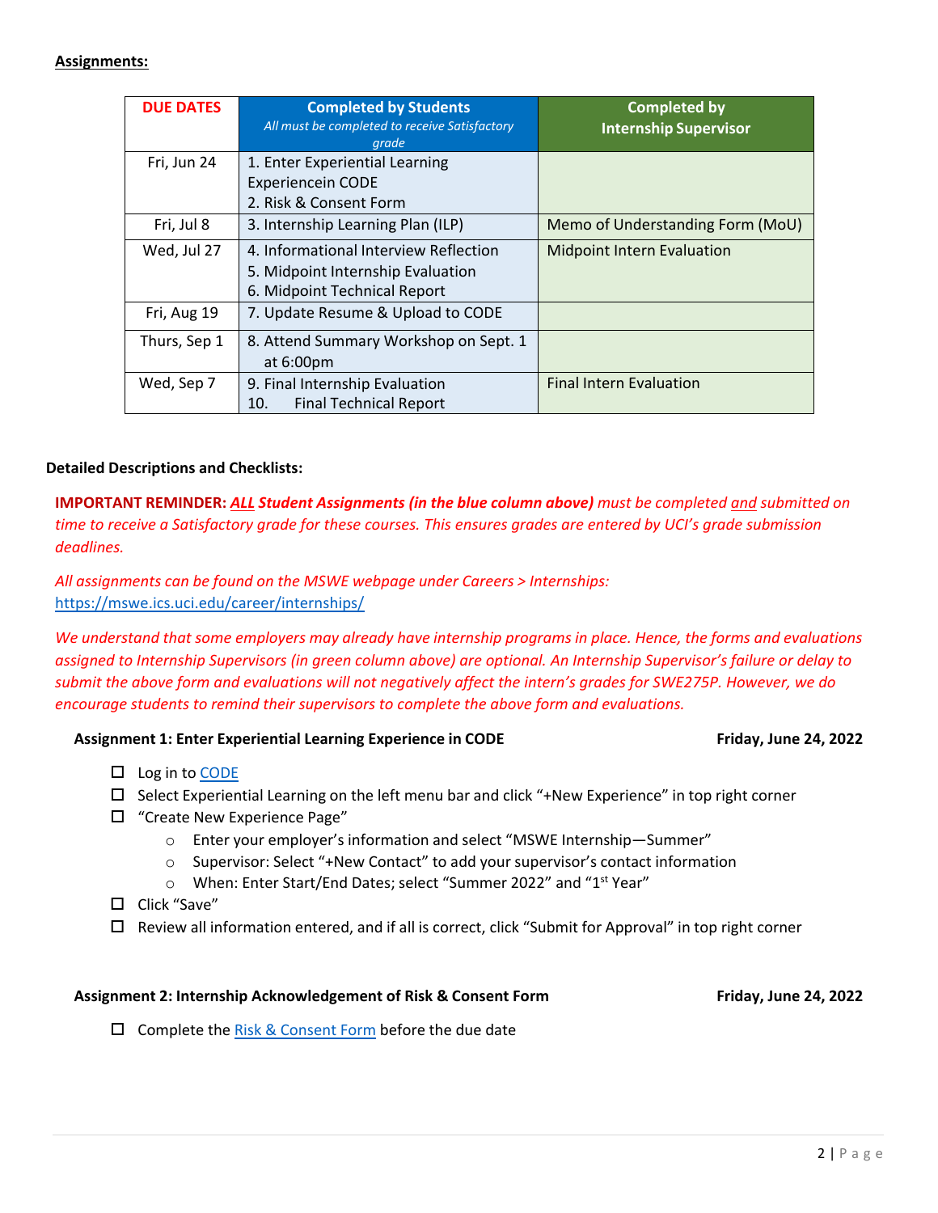**Assignments:**

| DUE DATES | Completed by Students *All must be completed to receive Satisfactory grade* | Completed by Internship Supervisor |
|---|---|---|
| Fri, Jun 24 | 1. Enter Experiential Learning Experiencein CODE<br>2. Risk & Consent Form | |
| Fri, Jul 8 | 3. Internship Learning Plan (ILP) | Memo of Understanding Form (MoU) |
| Wed, Jul 27 | 4. Informational Interview Reflection<br>5. Midpoint Internship Evaluation<br>6. Midpoint Technical Report | Midpoint Intern Evaluation |
| Fri, Aug 19 | 7. Update Resume & Upload to CODE | |
| Thurs, Sep 1 | 8. Attend Summary Workshop on Sept. 1 at 6:00pm | |
| Wed, Sep 7 | 9. Final Internship Evaluation<br>10. Final Technical Report | Final Intern Evaluation |

**Detailed Descriptions and Checklists:**

**IMPORTANT REMINDER:** ***ALL Student Assignments (in the blue column above)*** *must be completed and submitted on time to receive a Satisfactory grade for these courses. This ensures grades are entered by UCI's grade submission deadlines.*

*All assignments can be found on the MSWE webpage under Careers > Internships:*
https://mswe.ics.uci.edu/career/internships/

*We understand that some employers may already have internship programs in place. Hence, the forms and evaluations assigned to Internship Supervisors (in green column above) are optional. An Internship Supervisor's failure or delay to submit the above form and evaluations will not negatively affect the intern's grades for SWE275P. However, we do encourage students to remind their supervisors to complete the above form and evaluations.*

**Assignment 1: Enter Experiential Learning Experience in CODE** — **Friday, June 24, 2022**

- ☐ Log in to CODE
- ☐ Select Experiential Learning on the left menu bar and click "+New Experience" in top right corner
- ☐ "Create New Experience Page"
  - Enter your employer's information and select "MSWE Internship—Summer"
  - Supervisor: Select "+New Contact" to add your supervisor's contact information
  - When: Enter Start/End Dates; select "Summer 2022" and "1st Year"
- ☐ Click "Save"
- ☐ Review all information entered, and if all is correct, click "Submit for Approval" in top right corner

**Assignment 2: Internship Acknowledgement of Risk & Consent Form** — **Friday, June 24, 2022**

- ☐ Complete the Risk & Consent Form before the due date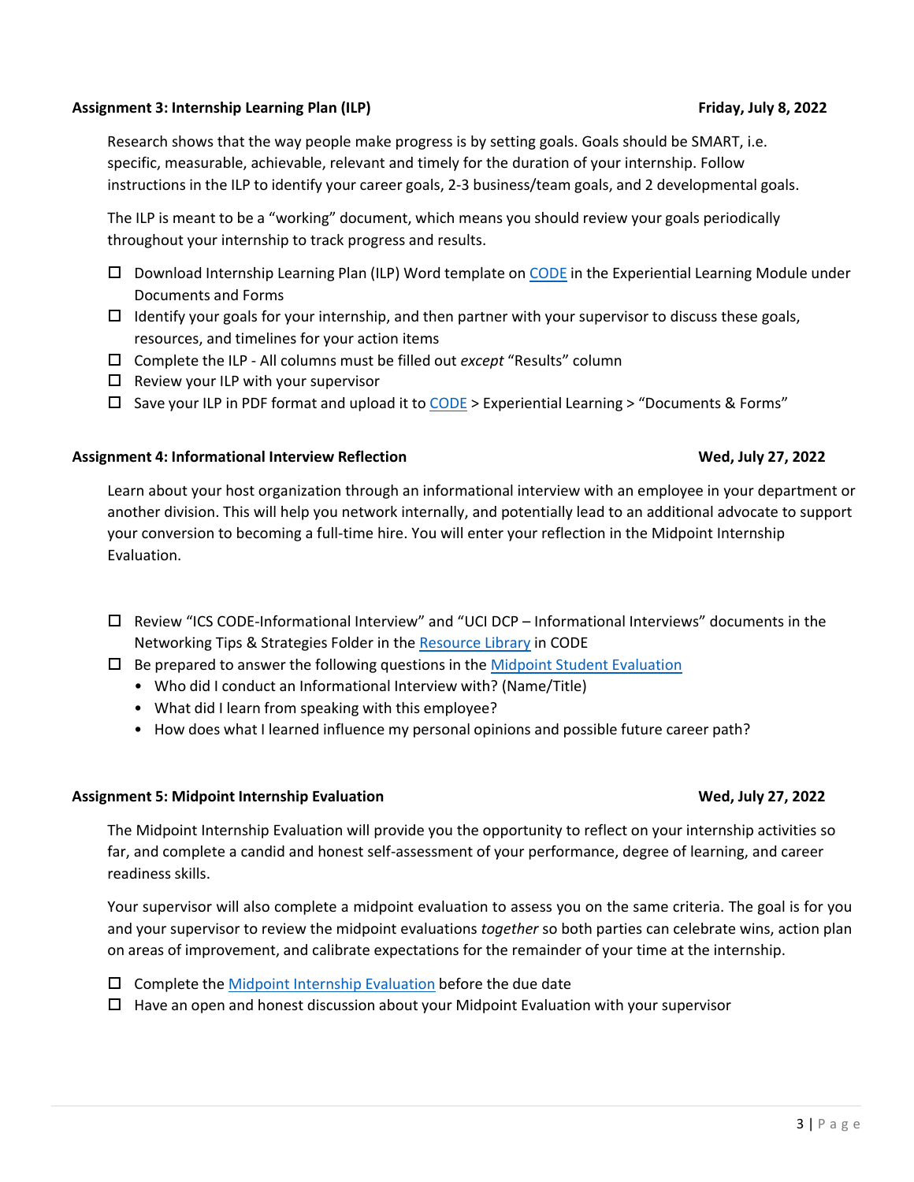**Assignment 3: Internship Learning Plan (ILP)** **Friday, July 8, 2022**

Research shows that the way people make progress is by setting goals. Goals should be SMART, i.e. specific, measurable, achievable, relevant and timely for the duration of your internship. Follow instructions in the ILP to identify your career goals, 2-3 business/team goals, and 2 developmental goals.

The ILP is meant to be a "working" document, which means you should review your goals periodically throughout your internship to track progress and results.

- ☐ Download Internship Learning Plan (ILP) Word template on CODE in the Experiential Learning Module under Documents and Forms
- ☐ Identify your goals for your internship, and then partner with your supervisor to discuss these goals, resources, and timelines for your action items
- ☐ Complete the ILP - All columns must be filled out *except* "Results" column
- ☐ Review your ILP with your supervisor
- ☐ Save your ILP in PDF format and upload it to CODE > Experiential Learning > "Documents & Forms"

**Assignment 4: Informational Interview Reflection** **Wed, July 27, 2022**

Learn about your host organization through an informational interview with an employee in your department or another division. This will help you network internally, and potentially lead to an additional advocate to support your conversion to becoming a full-time hire. You will enter your reflection in the Midpoint Internship Evaluation.

- ☐ Review "ICS CODE-Informational Interview" and "UCI DCP – Informational Interviews" documents in the Networking Tips & Strategies Folder in the Resource Library in CODE
- ☐ Be prepared to answer the following questions in the Midpoint Student Evaluation
  - Who did I conduct an Informational Interview with? (Name/Title)
  - What did I learn from speaking with this employee?
  - How does what I learned influence my personal opinions and possible future career path?

**Assignment 5: Midpoint Internship Evaluation** **Wed, July 27, 2022**

The Midpoint Internship Evaluation will provide you the opportunity to reflect on your internship activities so far, and complete a candid and honest self-assessment of your performance, degree of learning, and career readiness skills.

Your supervisor will also complete a midpoint evaluation to assess you on the same criteria. The goal is for you and your supervisor to review the midpoint evaluations *together* so both parties can celebrate wins, action plan on areas of improvement, and calibrate expectations for the remainder of your time at the internship.

- ☐ Complete the Midpoint Internship Evaluation before the due date
- ☐ Have an open and honest discussion about your Midpoint Evaluation with your supervisor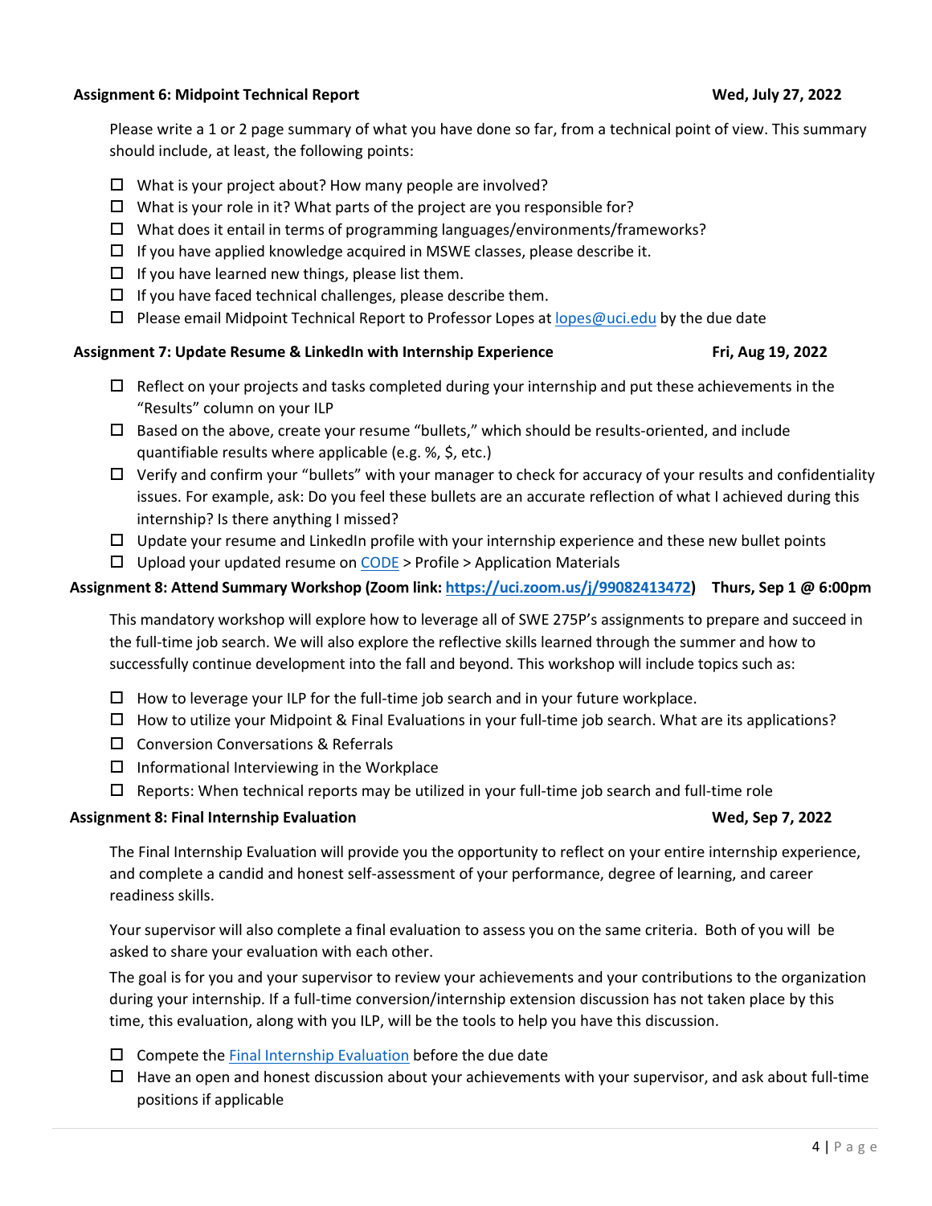**Assignment 6: Midpoint Technical Report** **Wed, July 27, 2022**

Please write a 1 or 2 page summary of what you have done so far, from a technical point of view. This summary should include, at least, the following points:

- ☐ What is your project about? How many people are involved?
- ☐ What is your role in it? What parts of the project are you responsible for?
- ☐ What does it entail in terms of programming languages/environments/frameworks?
- ☐ If you have applied knowledge acquired in MSWE classes, please describe it.
- ☐ If you have learned new things, please list them.
- ☐ If you have faced technical challenges, please describe them.
- ☐ Please email Midpoint Technical Report to Professor Lopes at [lopes@uci.edu](mailto:lopes@uci.edu) by the due date

**Assignment 7: Update Resume & LinkedIn with Internship Experience** **Fri, Aug 19, 2022**

- ☐ Reflect on your projects and tasks completed during your internship and put these achievements in the "Results" column on your ILP
- ☐ Based on the above, create your resume "bullets," which should be results-oriented, and include quantifiable results where applicable (e.g. %, $, etc.)
- ☐ Verify and confirm your "bullets" with your manager to check for accuracy of your results and confidentiality issues. For example, ask: Do you feel these bullets are an accurate reflection of what I achieved during this internship? Is there anything I missed?
- ☐ Update your resume and LinkedIn profile with your internship experience and these new bullet points
- ☐ Upload your updated resume on [CODE](#) > Profile > Application Materials

**Assignment 8: Attend Summary Workshop (Zoom link: [https://uci.zoom.us/j/99082413472](https://uci.zoom.us/j/99082413472))** **Thurs, Sep 1 @ 6:00pm**

This mandatory workshop will explore how to leverage all of SWE 275P's assignments to prepare and succeed in the full-time job search. We will also explore the reflective skills learned through the summer and how to successfully continue development into the fall and beyond. This workshop will include topics such as:

- ☐ How to leverage your ILP for the full-time job search and in your future workplace.
- ☐ How to utilize your Midpoint & Final Evaluations in your full-time job search. What are its applications?
- ☐ Conversion Conversations & Referrals
- ☐ Informational Interviewing in the Workplace
- ☐ Reports: When technical reports may be utilized in your full-time job search and full-time role

**Assignment 8: Final Internship Evaluation** **Wed, Sep 7, 2022**

The Final Internship Evaluation will provide you the opportunity to reflect on your entire internship experience, and complete a candid and honest self-assessment of your performance, degree of learning, and career readiness skills.

Your supervisor will also complete a final evaluation to assess you on the same criteria. Both of you will be asked to share your evaluation with each other.

The goal is for you and your supervisor to review your achievements and your contributions to the organization during your internship. If a full-time conversion/internship extension discussion has not taken place by this time, this evaluation, along with you ILP, will be the tools to help you have this discussion.

- ☐ Compete the [Final Internship Evaluation](#) before the due date
- ☐ Have an open and honest discussion about your achievements with your supervisor, and ask about full-time positions if applicable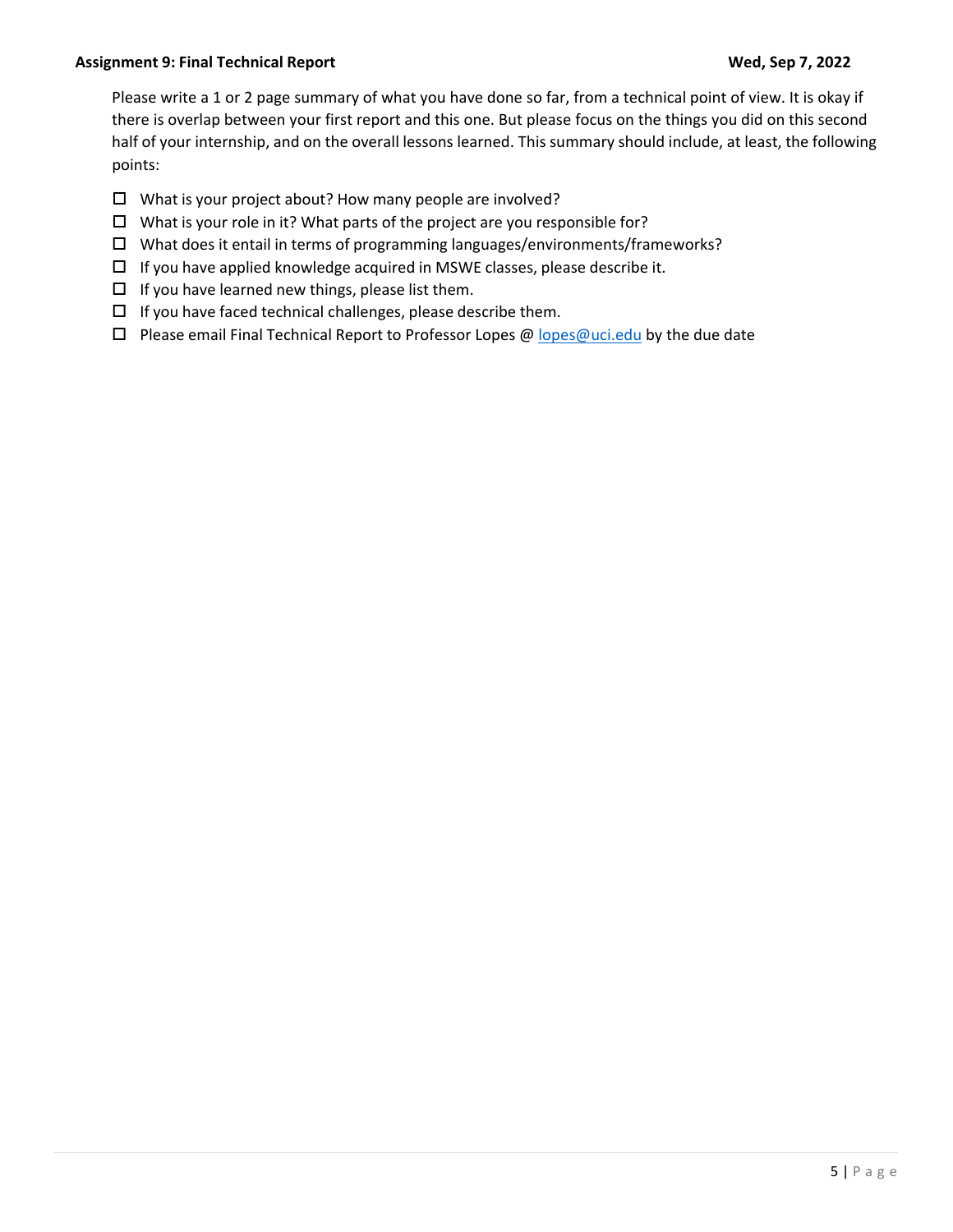**Assignment 9: Final Technical Report** **Wed, Sep 7, 2022**

Please write a 1 or 2 page summary of what you have done so far, from a technical point of view. It is okay if there is overlap between your first report and this one. But please focus on the things you did on this second half of your internship, and on the overall lessons learned. This summary should include, at least, the following points:

- [ ] What is your project about? How many people are involved?
- [ ] What is your role in it? What parts of the project are you responsible for?
- [ ] What does it entail in terms of programming languages/environments/frameworks?
- [ ] If you have applied knowledge acquired in MSWE classes, please describe it.
- [ ] If you have learned new things, please list them.
- [ ] If you have faced technical challenges, please describe them.
- [ ] Please email Final Technical Report to Professor Lopes @ [lopes@uci.edu](mailto:lopes@uci.edu) by the due date